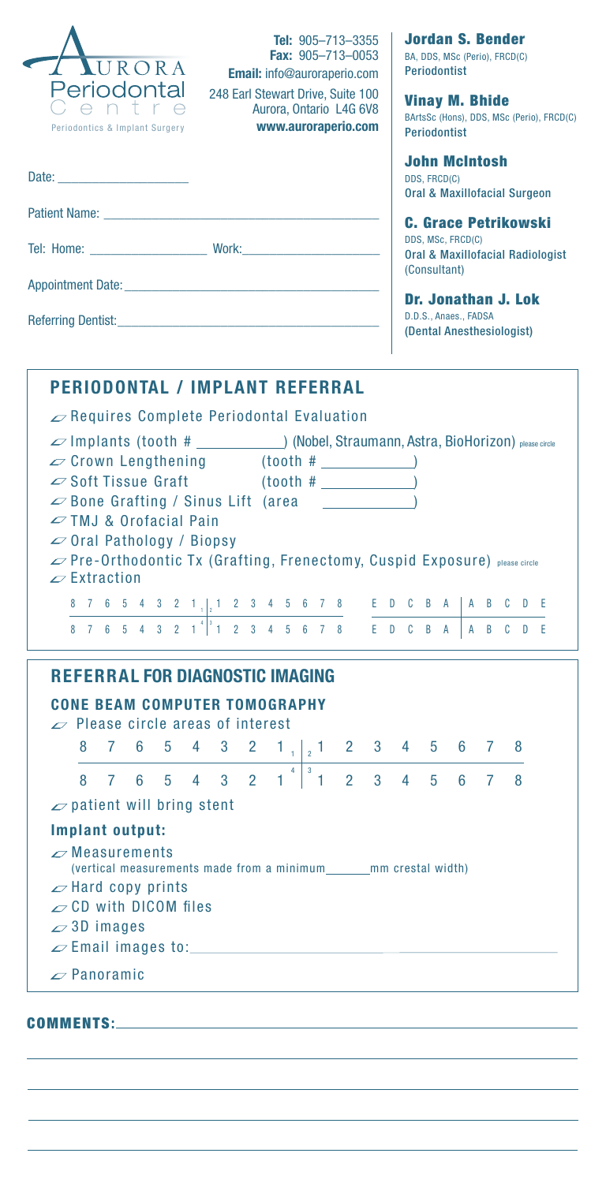AURORA Periodontal Centre

Periodontics & Implant Surgery

**Tel:** 905–713–3355
**Fax:** 905–713–0053
**Email:** info@auroraperio.com
248 Earl Stewart Drive, Suite 100
Aurora, Ontario L4G 6V8
**www.auroraperio.com**

**Jordan S. Bender**
BA, DDS, MSc (Perio), FRCD(C)
Periodontist

**Vinay M. Bhide**
BArtsSc (Hons), DDS, MSc (Perio), FRCD(C)
Periodontist

**John McIntosh**
DDS, FRCD(C)
Oral & Maxillofacial Surgeon

**C. Grace Petrikowski**
DDS, MSc, FRCD(C)
Oral & Maxillofacial Radiologist (Consultant)

**Dr. Jonathan J. Lok**
D.D.S., Anaes., FADSA
(Dental Anesthesiologist)

Date: ____________________

Patient Name: ____________________

Tel: Home: ____________________ Work: ____________________

Appointment Date: ____________________

Referring Dentist: ____________________

## PERIODONTAL / IMPLANT REFERRAL

- ▱ Requires Complete Periodontal Evaluation
- ▱ Implants (tooth # ___________) (Nobel, Straumann, Astra, BioHorizon) please circle
- ▱ Crown Lengthening (tooth # ___________)
- ▱ Soft Tissue Graft (tooth # ___________)
- ▱ Bone Grafting / Sinus Lift (area ___________)
- ▱ TMJ & Orofacial Pain
- ▱ Oral Pathology / Biopsy
- ▱ Pre-Orthodontic Tx (Grafting, Frenectomy, Cuspid Exposure) please circle
- ▱ Extraction

| 8 7 6 5 4 3 2 1 | 1 2 3 4 5 6 7 8 | E D C B A | A B C D E |
|---|---|---|---|
| 8 7 6 5 4 3 2 1 | 1 2 3 4 5 6 7 8 | E D C B A | A B C D E |

(Quadrants: 1 upper right, 2 upper left, 4 lower right, 3 lower left)

## REFERRAL FOR DIAGNOSTIC IMAGING

### CONE BEAM COMPUTER TOMOGRAPHY

▱ Please circle areas of interest

| 8 7 6 5 4 3 2 1 | 1 2 3 4 5 6 7 8 |
|---|---|
| 8 7 6 5 4 3 2 1 | 1 2 3 4 5 6 7 8 |

(Quadrants: 1 upper right, 2 upper left, 4 lower right, 3 lower left)

▱ patient will bring stent

### Implant output:

- ▱ Measurements
  (vertical measurements made from a minimum_______mm crestal width)
- ▱ Hard copy prints
- ▱ CD with DICOM files
- ▱ 3D images
- ▱ Email images to:____________________
- ▱ Panoramic

**COMMENTS:** ____________________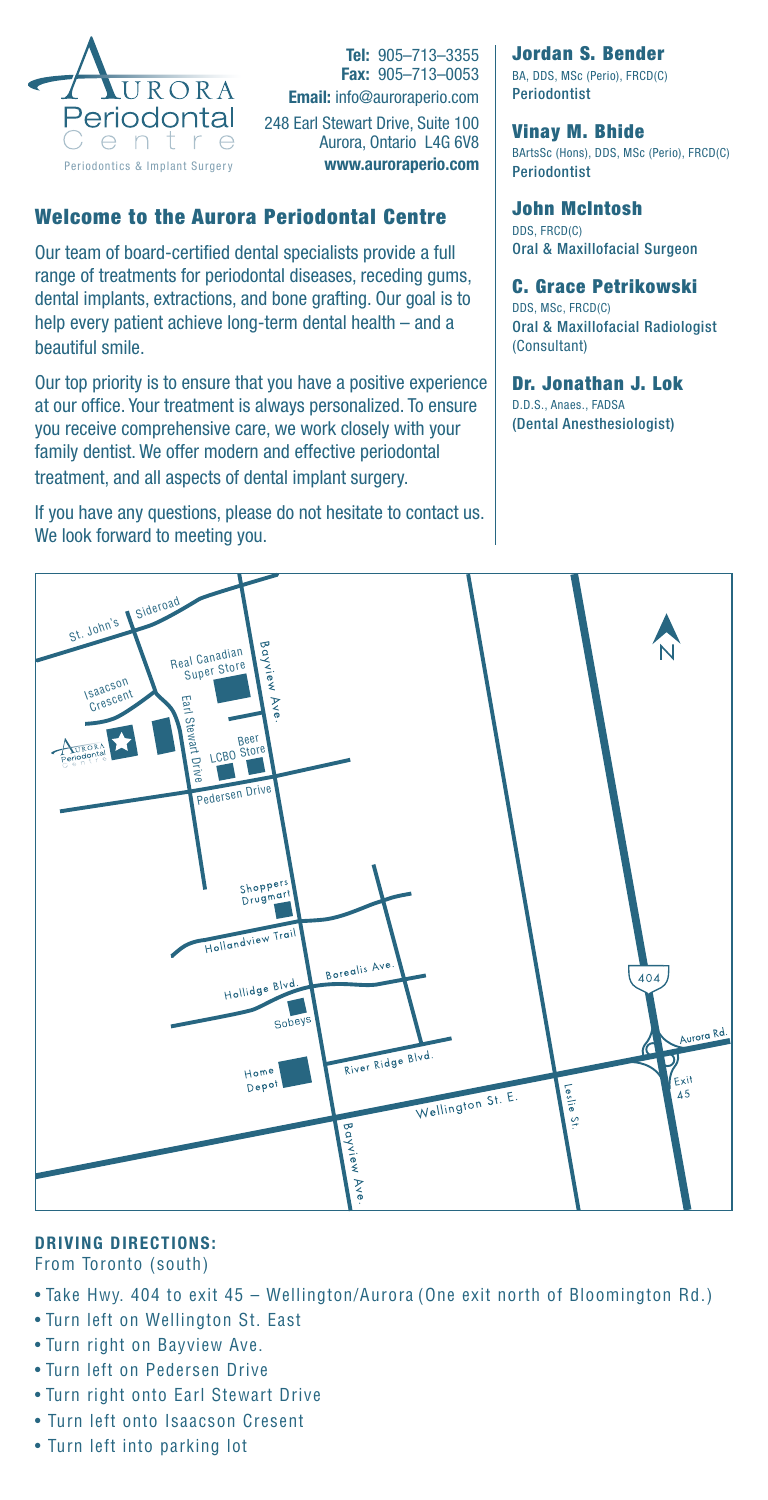Aurora Periodontal Centre

Periodontics & Implant Surgery

**Tel:** 905–713–3355
**Fax:** 905–713–0053
**Email:** info@auroraperio.com
248 Earl Stewart Drive, Suite 100
Aurora, Ontario L4G 6V8
**www.auroraperio.com**

## Welcome to the Aurora Periodontal Centre

Our team of board-certified dental specialists provide a full range of treatments for periodontal diseases, receding gums, dental implants, extractions, and bone grafting. Our goal is to help every patient achieve long-term dental health – and a beautiful smile.

Our top priority is to ensure that you have a positive experience at our office. Your treatment is always personalized. To ensure you receive comprehensive care, we work closely with your family dentist. We offer modern and effective periodontal treatment, and all aspects of dental implant surgery.

If you have any questions, please do not hesitate to contact us. We look forward to meeting you.

### Jordan S. Bender
BA, DDS, MSc (Perio), FRCD(C)
Periodontist

### Vinay M. Bhide
BArtsSc (Hons), DDS, MSc (Perio), FRCD(C)
Periodontist

### John McIntosh
DDS, FRCD(C)
Oral & Maxillofacial Surgeon

### C. Grace Petrikowski
DDS, MSc, FRCD(C)
Oral & Maxillofacial Radiologist (Consultant)

### Dr. Jonathan J. Lok
D.D.S., Anaes., FADSA
(Dental Anesthesiologist)

St. John's Sideroad
Isaacson Crescent
Real Canadian Super Store
Bayview Ave.
Earl Stewart Drive
Beer Store
LCBO Store
Pedersen Drive
Shoppers Drugmart
Hollandview Trail
Borealis Ave.
Hollidge Blvd.
Sobeys
Home Depot
River Ridge Blvd.
Wellington St. E.
Leslie St.
404
Aurora Rd.
Exit 45
Bayview Ave
N

**DRIVING DIRECTIONS:**
From Toronto (south)

- Take Hwy. 404 to exit 45 – Wellington/Aurora (One exit north of Bloomington Rd.)
- Turn left on Wellington St. East
- Turn right on Bayview Ave.
- Turn left on Pedersen Drive
- Turn right onto Earl Stewart Drive
- Turn left onto Isaacson Cresent
- Turn left into parking lot